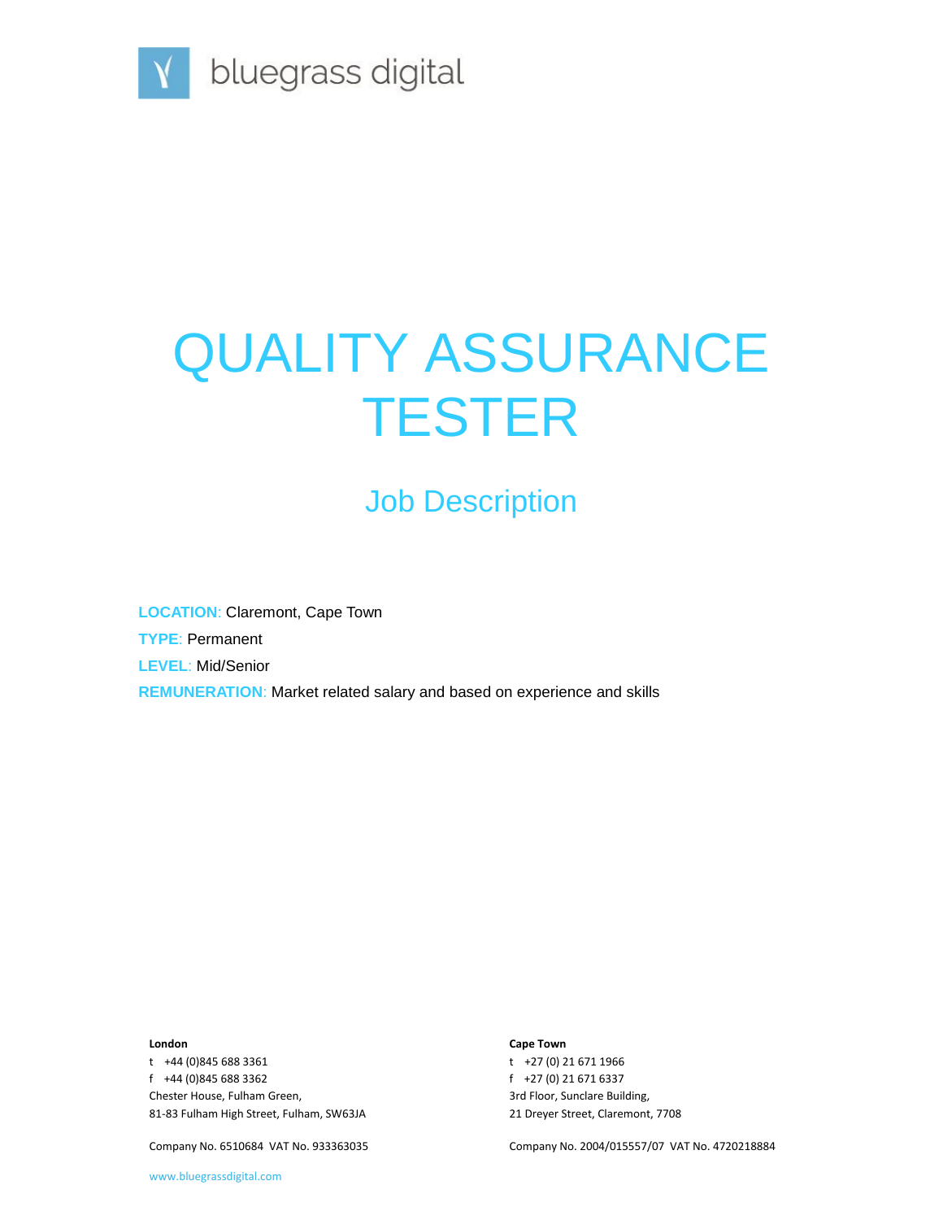bluegrass digital

# QUALITY ASSURANCE TESTER

## Job Description

**LOCATION**: Claremont, Cape Town

**TYPE**: Permanent

**LEVEL**: Mid/Senior

**REMUNERATION**: Market related salary and based on experience and skills

**London**

t +44 (0)845 688 3361

f +44 (0)845 688 3362

Chester House, Fulham Green,

81-83 Fulham High Street, Fulham, SW63JA

Company No. 6510684 VAT No. 933363035

**Cape Town**

t +27 (0) 21 671 1966

f +27 (0) 21 671 6337

3rd Floor, Sunclare Building,

21 Dreyer Street, Claremont, 7708

Company No. 2004/015557/07 VAT No. 4720218884

www.bluegrassdigital.com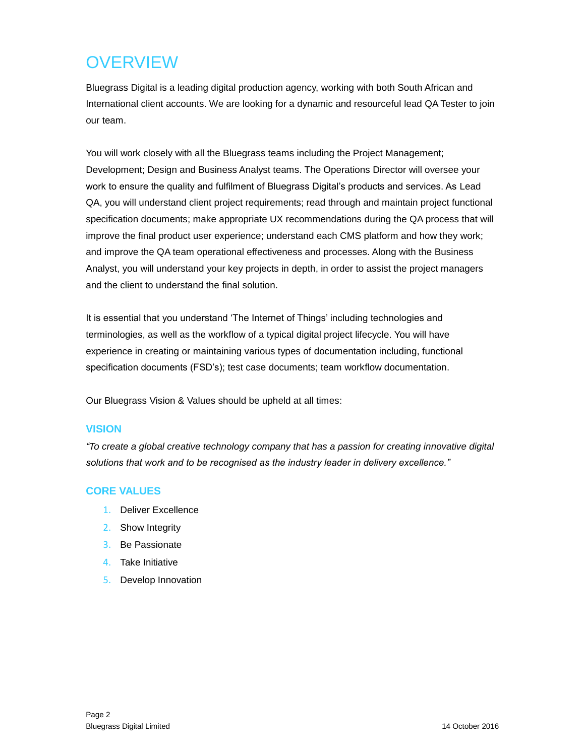# OVERVIEW

Bluegrass Digital is a leading digital production agency, working with both South African and International client accounts. We are looking for a dynamic and resourceful lead QA Tester to join our team.

You will work closely with all the Bluegrass teams including the Project Management; Development; Design and Business Analyst teams. The Operations Director will oversee your work to ensure the quality and fulfilment of Bluegrass Digital's products and services. As Lead QA, you will understand client project requirements; read through and maintain project functional specification documents; make appropriate UX recommendations during the QA process that will improve the final product user experience; understand each CMS platform and how they work; and improve the QA team operational effectiveness and processes. Along with the Business Analyst, you will understand your key projects in depth, in order to assist the project managers and the client to understand the final solution.

It is essential that you understand 'The Internet of Things' including technologies and terminologies, as well as the workflow of a typical digital project lifecycle. You will have experience in creating or maintaining various types of documentation including, functional specification documents (FSD's); test case documents; team workflow documentation.

Our Bluegrass Vision & Values should be upheld at all times:

## VISION

*"To create a global creative technology company that has a passion for creating innovative digital solutions that work and to be recognised as the industry leader in delivery excellence."*

## CORE VALUES

1. Deliver Excellence
2. Show Integrity
3. Be Passionate
4. Take Initiative
5. Develop Innovation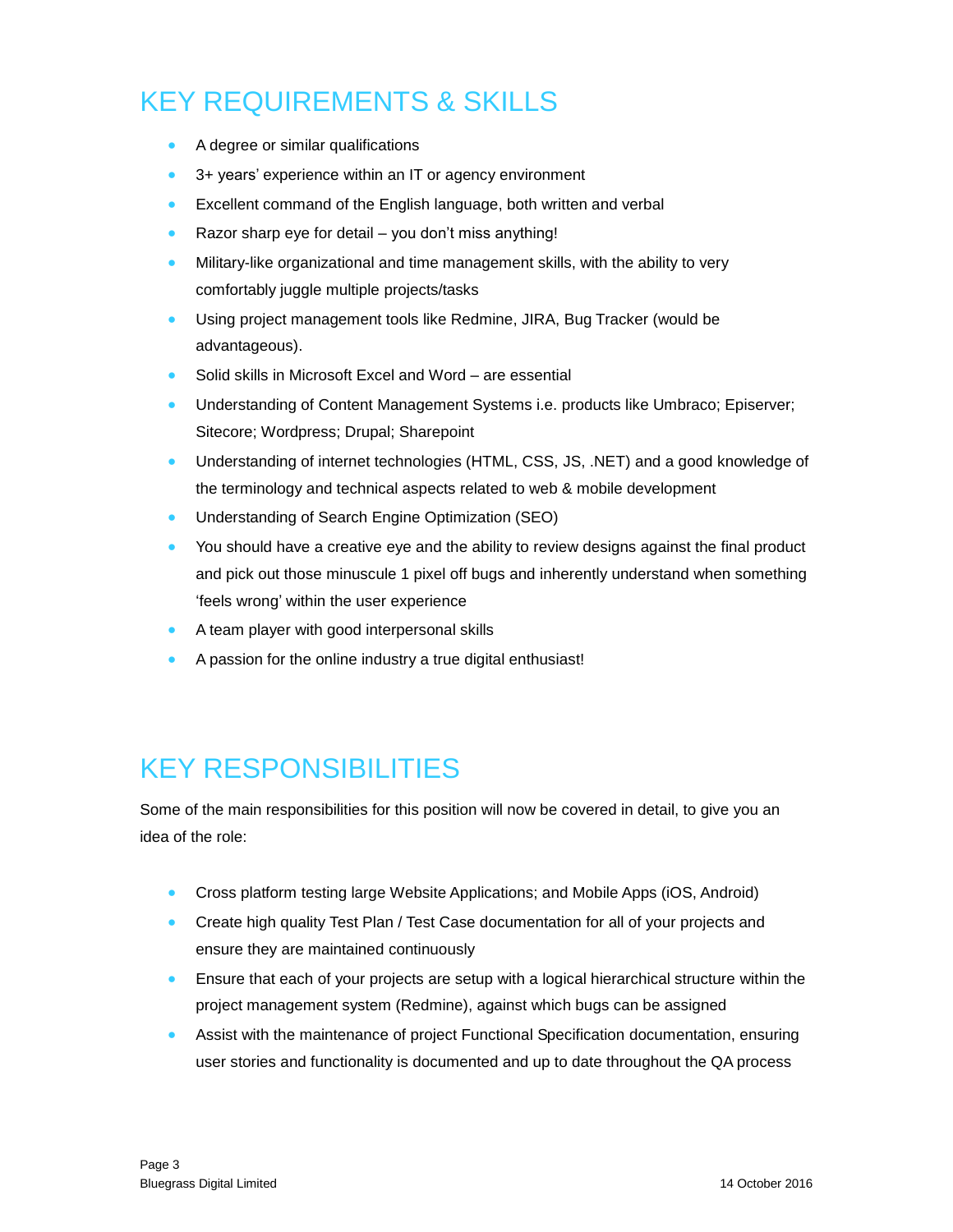# KEY REQUIREMENTS & SKILLS

- A degree or similar qualifications
- 3+ years' experience within an IT or agency environment
- Excellent command of the English language, both written and verbal
- Razor sharp eye for detail – you don't miss anything!
- Military-like organizational and time management skills, with the ability to very comfortably juggle multiple projects/tasks
- Using project management tools like Redmine, JIRA, Bug Tracker (would be advantageous).
- Solid skills in Microsoft Excel and Word – are essential
- Understanding of Content Management Systems i.e. products like Umbraco; Episerver; Sitecore; Wordpress; Drupal; Sharepoint
- Understanding of internet technologies (HTML, CSS, JS, .NET) and a good knowledge of the terminology and technical aspects related to web & mobile development
- Understanding of Search Engine Optimization (SEO)
- You should have a creative eye and the ability to review designs against the final product and pick out those minuscule 1 pixel off bugs and inherently understand when something 'feels wrong' within the user experience
- A team player with good interpersonal skills
- A passion for the online industry a true digital enthusiast!

# KEY RESPONSIBILITIES

Some of the main responsibilities for this position will now be covered in detail, to give you an idea of the role:

- Cross platform testing large Website Applications; and Mobile Apps (iOS, Android)
- Create high quality Test Plan / Test Case documentation for all of your projects and ensure they are maintained continuously
- Ensure that each of your projects are setup with a logical hierarchical structure within the project management system (Redmine), against which bugs can be assigned
- Assist with the maintenance of project Functional Specification documentation, ensuring user stories and functionality is documented and up to date throughout the QA process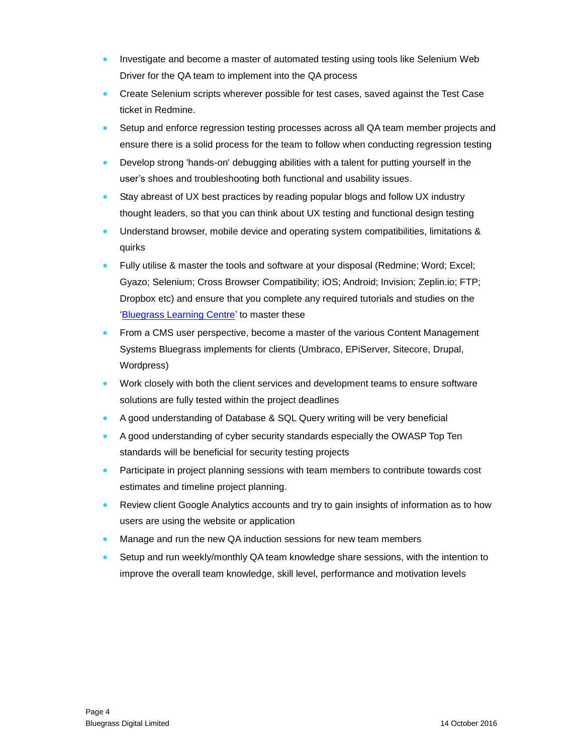- Investigate and become a master of automated testing using tools like Selenium Web Driver for the QA team to implement into the QA process
- Create Selenium scripts wherever possible for test cases, saved against the Test Case ticket in Redmine.
- Setup and enforce regression testing processes across all QA team member projects and ensure there is a solid process for the team to follow when conducting regression testing
- Develop strong 'hands-on' debugging abilities with a talent for putting yourself in the user's shoes and troubleshooting both functional and usability issues.
- Stay abreast of UX best practices by reading popular blogs and follow UX industry thought leaders, so that you can think about UX testing and functional design testing
- Understand browser, mobile device and operating system compatibilities, limitations & quirks
- Fully utilise & master the tools and software at your disposal (Redmine; Word; Excel; Gyazo; Selenium; Cross Browser Compatibility; iOS; Android; Invision; Zeplin.io; FTP; Dropbox etc) and ensure that you complete any required tutorials and studies on the 'Bluegrass Learning Centre' to master these
- From a CMS user perspective, become a master of the various Content Management Systems Bluegrass implements for clients (Umbraco, EPiServer, Sitecore, Drupal, Wordpress)
- Work closely with both the client services and development teams to ensure software solutions are fully tested within the project deadlines
- A good understanding of Database & SQL Query writing will be very beneficial
- A good understanding of cyber security standards especially the OWASP Top Ten standards will be beneficial for security testing projects
- Participate in project planning sessions with team members to contribute towards cost estimates and timeline project planning.
- Review client Google Analytics accounts and try to gain insights of information as to how users are using the website or application
- Manage and run the new QA induction sessions for new team members
- Setup and run weekly/monthly QA team knowledge share sessions, with the intention to improve the overall team knowledge, skill level, performance and motivation levels